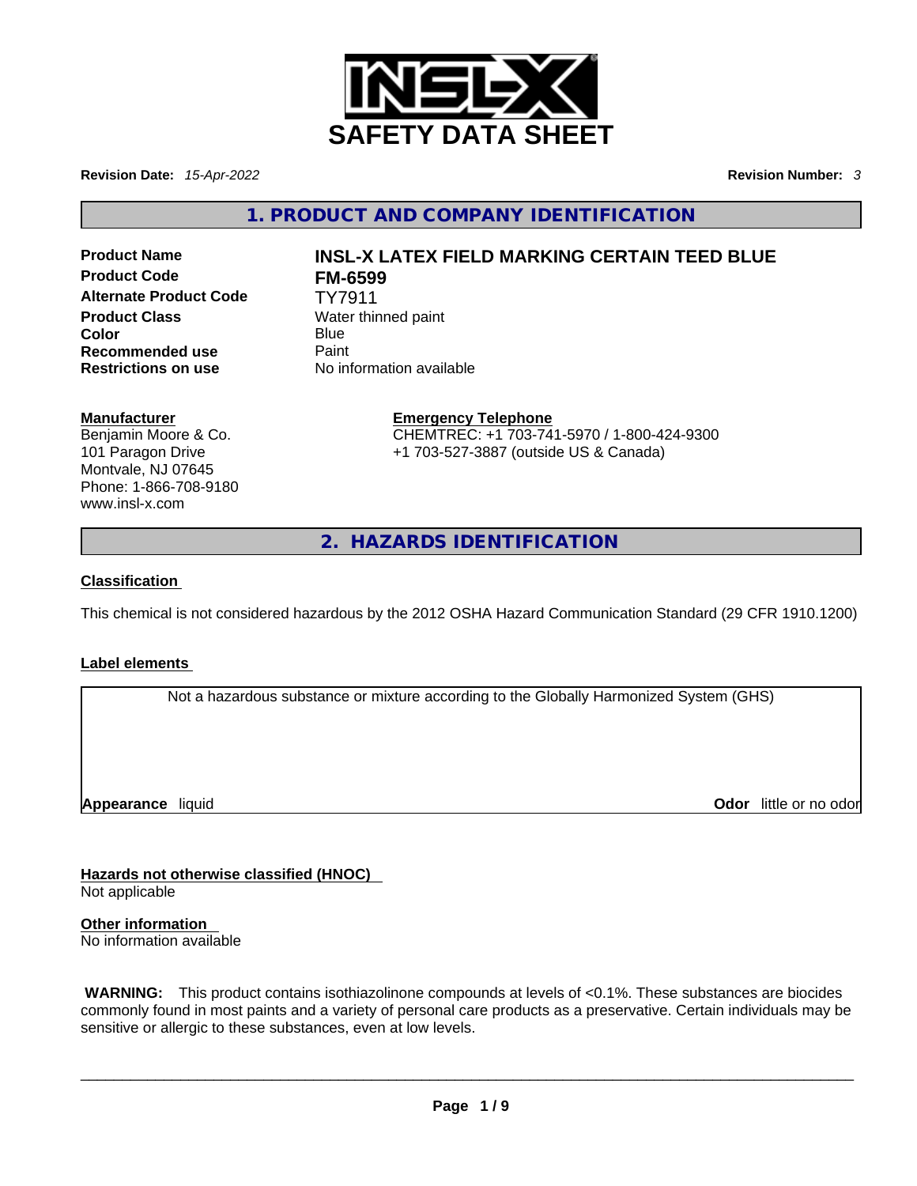# SAFETY DATA SHEET

**Revision Date:** *15-Apr-2022* **Revision Number:** *3*

## 1. PRODUCT AND COMPANY IDENTIFICATION

| | |
|---|---|
| **Product Name** | **INSL-X LATEX FIELD MARKING CERTAIN TEED BLUE** |
| **Product Code** | **FM-6599** |
| **Alternate Product Code** | TY7911 |
| **Product Class** | Water thinned paint |
| **Color** | Blue |
| **Recommended use** | Paint |
| **Restrictions on use** | No information available |

**Manufacturer**
Benjamin Moore & Co.
101 Paragon Drive
Montvale, NJ 07645
Phone: 1-866-708-9180
www.insl-x.com

**Emergency Telephone**
CHEMTREC: +1 703-741-5970 / 1-800-424-9300
+1 703-527-3887 (outside US & Canada)

## 2. HAZARDS IDENTIFICATION

**Classification**

This chemical is not considered hazardous by the 2012 OSHA Hazard Communication Standard (29 CFR 1910.1200)

**Label elements**

Not a hazardous substance or mixture according to the Globally Harmonized System (GHS)

**Appearance** liquid **Odor** little or no odor

**Hazards not otherwise classified (HNOC)**
Not applicable

**Other information**
No information available

**WARNING:** This product contains isothiazolinone compounds at levels of <0.1%. These substances are biocides commonly found in most paints and a variety of personal care products as a preservative. Certain individuals may be sensitive or allergic to these substances, even at low levels.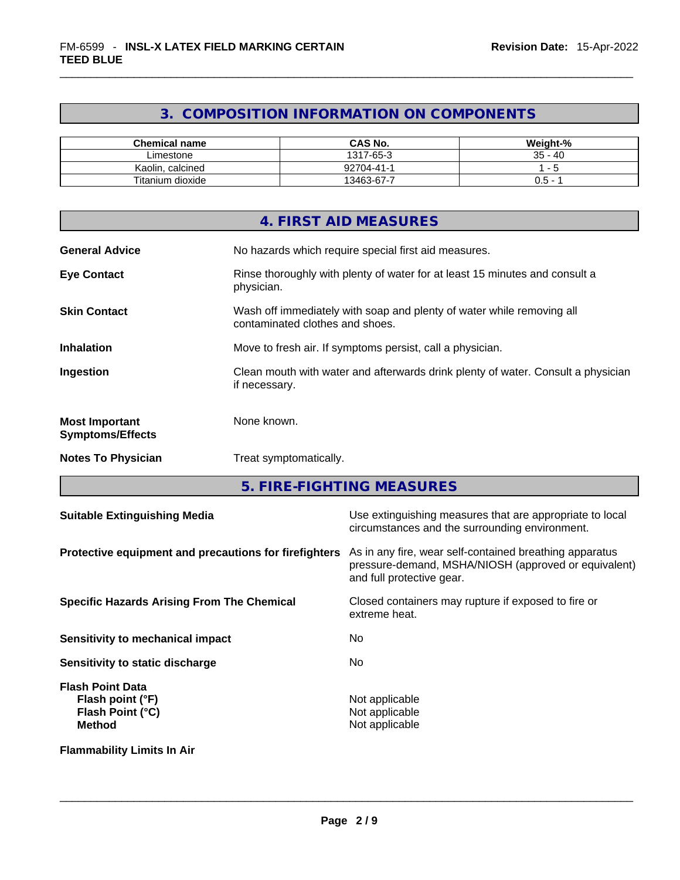## 3. COMPOSITION INFORMATION ON COMPONENTS

| Chemical name | CAS No. | Weight-% |
|---|---|---|
| Limestone | 1317-65-3 | 35 - 40 |
| Kaolin, calcined | 92704-41-1 | 1 - 5 |
| Titanium dioxide | 13463-67-7 | 0.5 - 1 |

## 4. FIRST AID MEASURES

**General Advice** No hazards which require special first aid measures.

**Eye Contact** Rinse thoroughly with plenty of water for at least 15 minutes and consult a physician.

**Skin Contact** Wash off immediately with soap and plenty of water while removing all contaminated clothes and shoes.

**Inhalation** Move to fresh air. If symptoms persist, call a physician.

**Ingestion** Clean mouth with water and afterwards drink plenty of water. Consult a physician if necessary.

**Most Important Symptoms/Effects** None known.

**Notes To Physician** Treat symptomatically.

## 5. FIRE-FIGHTING MEASURES

**Suitable Extinguishing Media** Use extinguishing measures that are appropriate to local circumstances and the surrounding environment.

**Protective equipment and precautions for firefighters** As in any fire, wear self-contained breathing apparatus pressure-demand, MSHA/NIOSH (approved or equivalent) and full protective gear.

**Specific Hazards Arising From The Chemical** Closed containers may rupture if exposed to fire or extreme heat.

**Sensitivity to mechanical impact** No

**Sensitivity to static discharge** No

**Flash Point Data**
**Flash point (°F)** Not applicable
**Flash Point (°C)** Not applicable
**Method** Not applicable

**Flammability Limits In Air**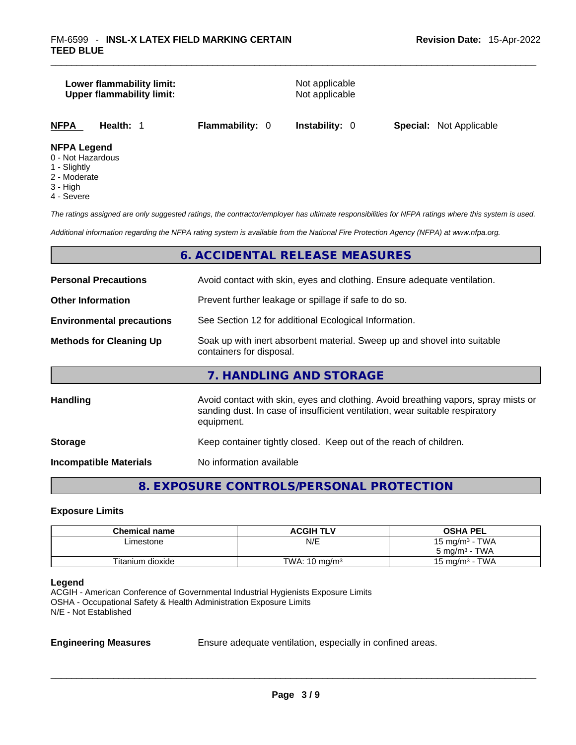**Lower flammability limit:** Not applicable
**Upper flammability limit:** Not applicable

| NFPA | Health: 1 | Flammability: 0 | Instability: 0 | Special: Not Applicable |
|---|---|---|---|---|

**NFPA Legend**
0 - Not Hazardous
1 - Slightly
2 - Moderate
3 - High
4 - Severe

*The ratings assigned are only suggested ratings, the contractor/employer has ultimate responsibilities for NFPA ratings where this system is used.*

*Additional information regarding the NFPA rating system is available from the National Fire Protection Agency (NFPA) at www.nfpa.org.*

## 6. ACCIDENTAL RELEASE MEASURES

**Personal Precautions** Avoid contact with skin, eyes and clothing. Ensure adequate ventilation.

**Other Information** Prevent further leakage or spillage if safe to do so.

**Environmental precautions** See Section 12 for additional Ecological Information.

**Methods for Cleaning Up** Soak up with inert absorbent material. Sweep up and shovel into suitable containers for disposal.

## 7. HANDLING AND STORAGE

**Handling** Avoid contact with skin, eyes and clothing. Avoid breathing vapors, spray mists or sanding dust. In case of insufficient ventilation, wear suitable respiratory equipment.

**Storage** Keep container tightly closed. Keep out of the reach of children.

**Incompatible Materials** No information available

## 8. EXPOSURE CONTROLS/PERSONAL PROTECTION

### Exposure Limits

| Chemical name | ACGIH TLV | OSHA PEL |
|---|---|---|
| Limestone | N/E | 15 mg/m³ - TWA<br>5 mg/m³ - TWA |
| Titanium dioxide | TWA: 10 mg/m³ | 15 mg/m³ - TWA |

**Legend**
ACGIH - American Conference of Governmental Industrial Hygienists Exposure Limits
OSHA - Occupational Safety & Health Administration Exposure Limits
N/E - Not Established

**Engineering Measures** Ensure adequate ventilation, especially in confined areas.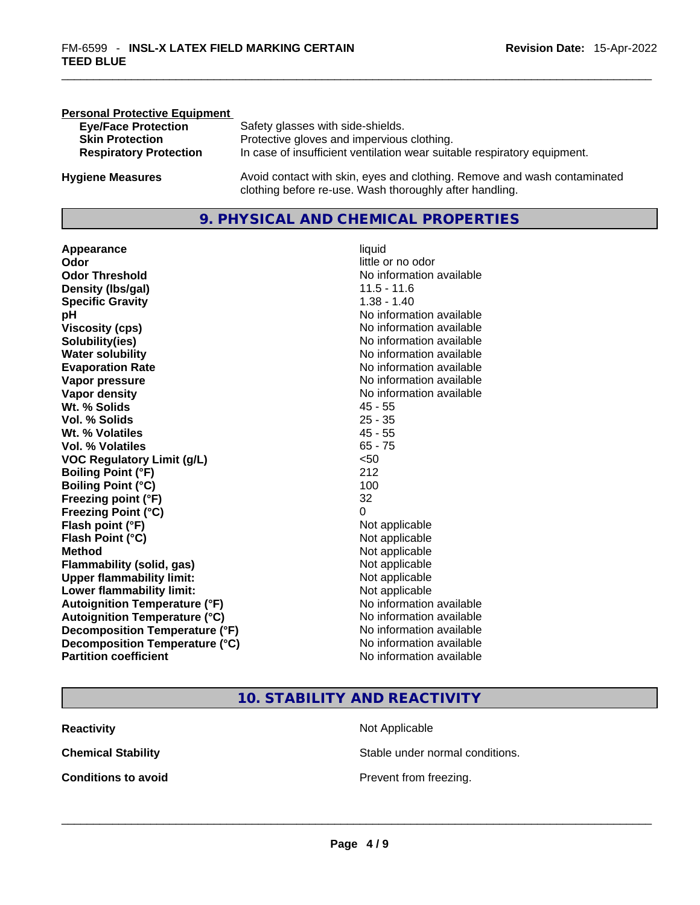**Personal Protective Equipment**

| | |
|---|---|
| **Eye/Face Protection** | Safety glasses with side-shields. |
| **Skin Protection** | Protective gloves and impervious clothing. |
| **Respiratory Protection** | In case of insufficient ventilation wear suitable respiratory equipment. |

**Hygiene Measures** Avoid contact with skin, eyes and clothing. Remove and wash contaminated clothing before re-use. Wash thoroughly after handling.

## 9. PHYSICAL AND CHEMICAL PROPERTIES

| | |
|---|---|
| **Appearance** | liquid |
| **Odor** | little or no odor |
| **Odor Threshold** | No information available |
| **Density (lbs/gal)** | 11.5 - 11.6 |
| **Specific Gravity** | 1.38 - 1.40 |
| **pH** | No information available |
| **Viscosity (cps)** | No information available |
| **Solubility(ies)** | No information available |
| **Water solubility** | No information available |
| **Evaporation Rate** | No information available |
| **Vapor pressure** | No information available |
| **Vapor density** | No information available |
| **Wt. % Solids** | 45 - 55 |
| **Vol. % Solids** | 25 - 35 |
| **Wt. % Volatiles** | 45 - 55 |
| **Vol. % Volatiles** | 65 - 75 |
| **VOC Regulatory Limit (g/L)** | <50 |
| **Boiling Point (°F)** | 212 |
| **Boiling Point (°C)** | 100 |
| **Freezing point (°F)** | 32 |
| **Freezing Point (°C)** | 0 |
| **Flash point (°F)** | Not applicable |
| **Flash Point (°C)** | Not applicable |
| **Method** | Not applicable |
| **Flammability (solid, gas)** | Not applicable |
| **Upper flammability limit:** | Not applicable |
| **Lower flammability limit:** | Not applicable |
| **Autoignition Temperature (°F)** | No information available |
| **Autoignition Temperature (°C)** | No information available |
| **Decomposition Temperature (°F)** | No information available |
| **Decomposition Temperature (°C)** | No information available |
| **Partition coefficient** | No information available |

## 10. STABILITY AND REACTIVITY

| | |
|---|---|
| **Reactivity** | Not Applicable |
| **Chemical Stability** | Stable under normal conditions. |
| **Conditions to avoid** | Prevent from freezing. |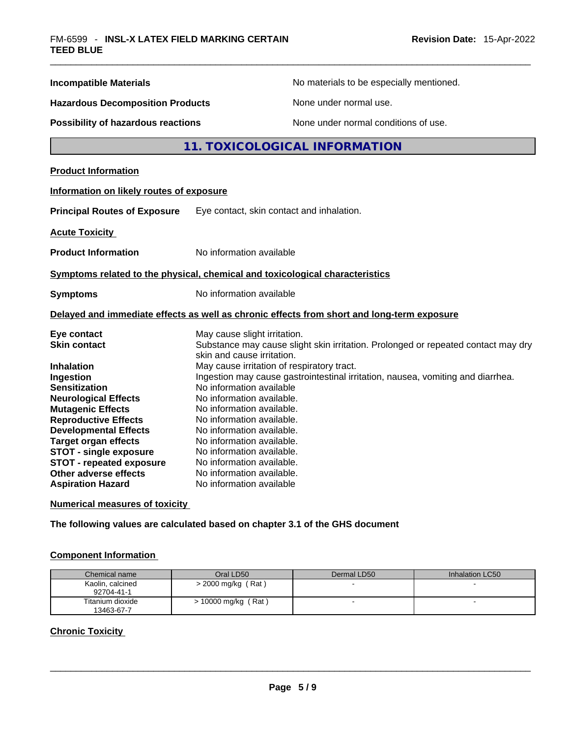**Incompatible Materials** No materials to be especially mentioned.

**Hazardous Decomposition Products** None under normal use.

**Possibility of hazardous reactions** None under normal conditions of use.

## 11. TOXICOLOGICAL INFORMATION

**Product Information**

**Information on likely routes of exposure**

**Principal Routes of Exposure** Eye contact, skin contact and inhalation.

**Acute Toxicity**

**Product Information** No information available

**Symptoms related to the physical, chemical and toxicological characteristics**

**Symptoms** No information available

**Delayed and immediate effects as well as chronic effects from short and long-term exposure**

**Eye contact** May cause slight irritation.
**Skin contact** Substance may cause slight skin irritation. Prolonged or repeated contact may dry skin and cause irritation.
**Inhalation** May cause irritation of respiratory tract.
**Ingestion** Ingestion may cause gastrointestinal irritation, nausea, vomiting and diarrhea.
**Sensitization** No information available
**Neurological Effects** No information available.
**Mutagenic Effects** No information available.
**Reproductive Effects** No information available.
**Developmental Effects** No information available.
**Target organ effects** No information available.
**STOT - single exposure** No information available.
**STOT - repeated exposure** No information available.
**Other adverse effects** No information available.
**Aspiration Hazard** No information available

**Numerical measures of toxicity**

**The following values are calculated based on chapter 3.1 of the GHS document**

**Component Information**

| Chemical name | Oral LD50 | Dermal LD50 | Inhalation LC50 |
|---|---|---|---|
| Kaolin, calcined 92704-41-1 | > 2000 mg/kg ( Rat ) | - | - |
| Titanium dioxide 13463-67-7 | > 10000 mg/kg ( Rat ) | - | - |

**Chronic Toxicity**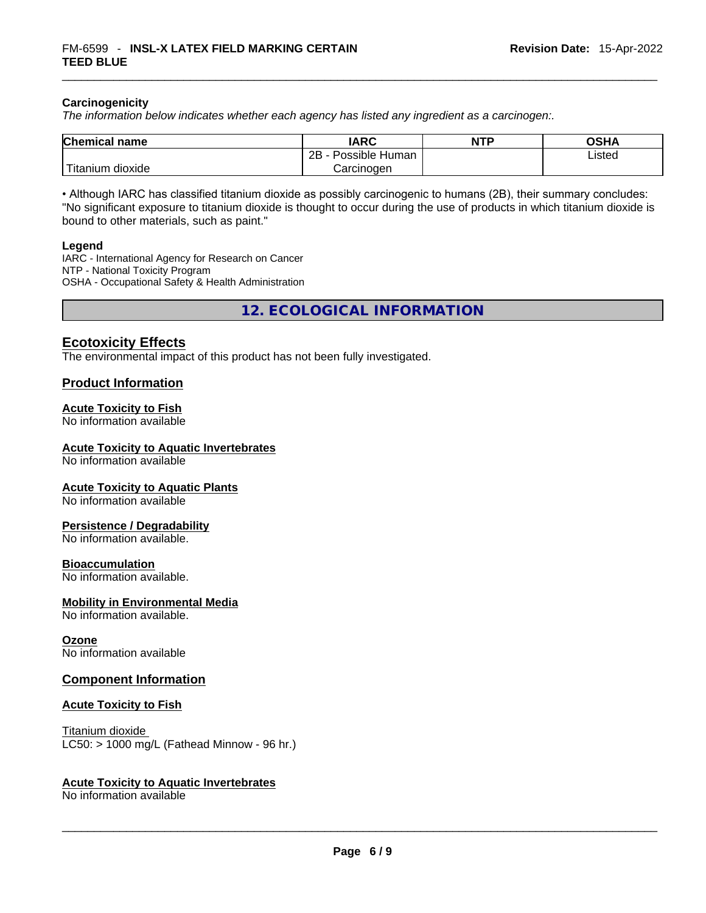### Carcinogenicity

*The information below indicates whether each agency has listed any ingredient as a carcinogen:.*

| Chemical name | IARC | NTP | OSHA |
|---|---|---|---|
| Titanium dioxide | 2B - Possible Human Carcinogen | | Listed |

• Although IARC has classified titanium dioxide as possibly carcinogenic to humans (2B), their summary concludes: "No significant exposure to titanium dioxide is thought to occur during the use of products in which titanium dioxide is bound to other materials, such as paint."

**Legend**

IARC - International Agency for Research on Cancer
NTP - National Toxicity Program
OSHA - Occupational Safety & Health Administration

## 12. ECOLOGICAL INFORMATION

### Ecotoxicity Effects

The environmental impact of this product has not been fully investigated.

### Product Information

**Acute Toxicity to Fish**
No information available

**Acute Toxicity to Aquatic Invertebrates**
No information available

**Acute Toxicity to Aquatic Plants**
No information available

**Persistence / Degradability**
No information available.

**Bioaccumulation**
No information available.

**Mobility in Environmental Media**
No information available.

**Ozone**
No information available

### Component Information

**Acute Toxicity to Fish**

Titanium dioxide
LC50: > 1000 mg/L (Fathead Minnow - 96 hr.)

**Acute Toxicity to Aquatic Invertebrates**
No information available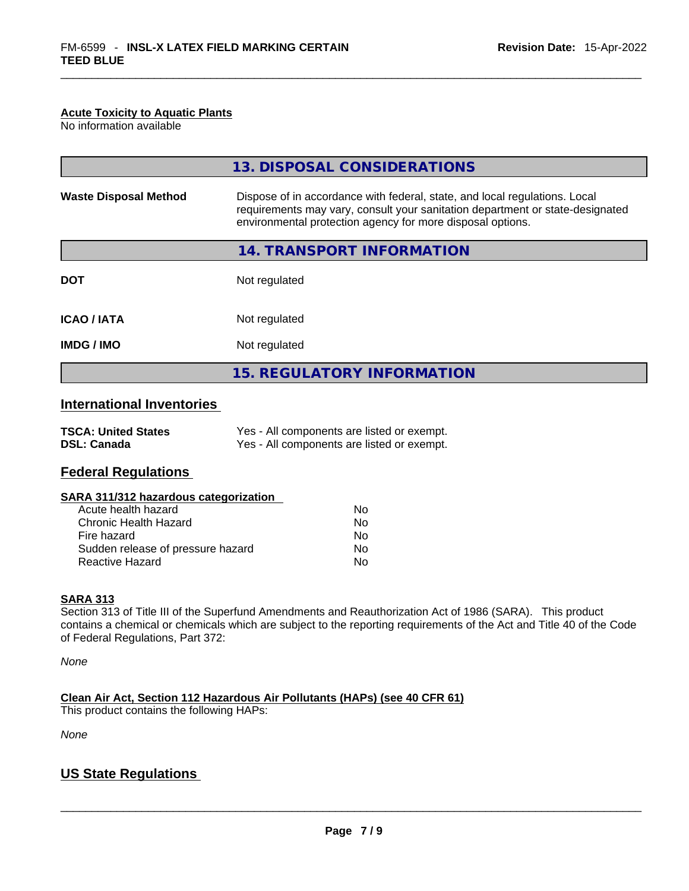**Acute Toxicity to Aquatic Plants**
No information available

## 13. DISPOSAL CONSIDERATIONS

| | |
|---|---|
| **Waste Disposal Method** | Dispose of in accordance with federal, state, and local regulations. Local requirements may vary, consult your sanitation department or state-designated environmental protection agency for more disposal options. |

## 14. TRANSPORT INFORMATION

| | |
|---|---|
| **DOT** | Not regulated |
| **ICAO / IATA** | Not regulated |
| **IMDG / IMO** | Not regulated |

## 15. REGULATORY INFORMATION

### International Inventories

| | |
|---|---|
| **TSCA: United States** | Yes - All components are listed or exempt. |
| **DSL: Canada** | Yes - All components are listed or exempt. |

### Federal Regulations

**SARA 311/312 hazardous categorization**

| | |
|---|---|
| Acute health hazard | No |
| Chronic Health Hazard | No |
| Fire hazard | No |
| Sudden release of pressure hazard | No |
| Reactive Hazard | No |

**SARA 313**
Section 313 of Title III of the Superfund Amendments and Reauthorization Act of 1986 (SARA). This product contains a chemical or chemicals which are subject to the reporting requirements of the Act and Title 40 of the Code of Federal Regulations, Part 372:

*None*

**Clean Air Act, Section 112 Hazardous Air Pollutants (HAPs) (see 40 CFR 61)**
This product contains the following HAPs:

*None*

### US State Regulations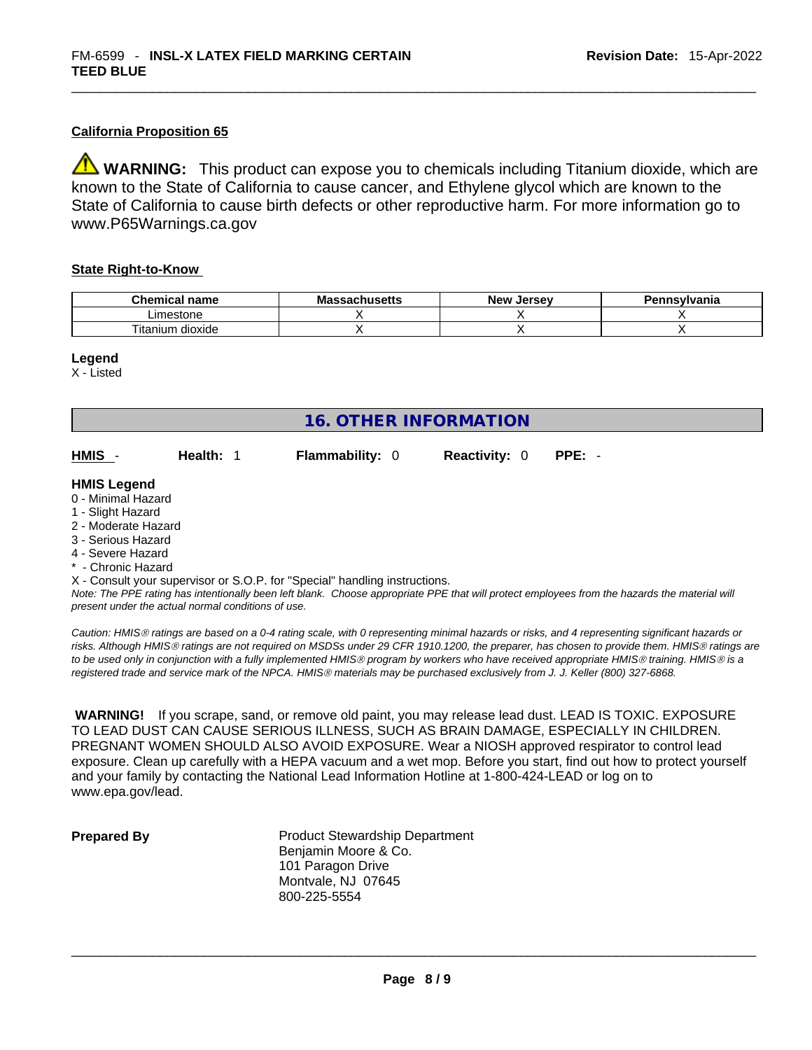#### California Proposition 65

⚠ **WARNING:** This product can expose you to chemicals including Titanium dioxide, which are known to the State of California to cause cancer, and Ethylene glycol which are known to the State of California to cause birth defects or other reproductive harm. For more information go to www.P65Warnings.ca.gov

#### State Right-to-Know

| Chemical name | Massachusetts | New Jersey | Pennsylvania |
| --- | --- | --- | --- |
| Limestone | X | X | X |
| Titanium dioxide | X | X | X |

**Legend**
X - Listed

## 16. OTHER INFORMATION

**HMIS** - **Health:** 1 **Flammability:** 0 **Reactivity:** 0 **PPE:** -

**HMIS Legend**
0 - Minimal Hazard
1 - Slight Hazard
2 - Moderate Hazard
3 - Serious Hazard
4 - Severe Hazard
* - Chronic Hazard
X - Consult your supervisor or S.O.P. for "Special" handling instructions.
*Note: The PPE rating has intentionally been left blank. Choose appropriate PPE that will protect employees from the hazards the material will present under the actual normal conditions of use.*

*Caution: HMIS® ratings are based on a 0-4 rating scale, with 0 representing minimal hazards or risks, and 4 representing significant hazards or risks. Although HMIS® ratings are not required on MSDSs under 29 CFR 1910.1200, the preparer, has chosen to provide them. HMIS® ratings are to be used only in conjunction with a fully implemented HMIS® program by workers who have received appropriate HMIS® training. HMIS® is a registered trade and service mark of the NPCA. HMIS® materials may be purchased exclusively from J. J. Keller (800) 327-6868.*

**WARNING!** If you scrape, sand, or remove old paint, you may release lead dust. LEAD IS TOXIC. EXPOSURE TO LEAD DUST CAN CAUSE SERIOUS ILLNESS, SUCH AS BRAIN DAMAGE, ESPECIALLY IN CHILDREN. PREGNANT WOMEN SHOULD ALSO AVOID EXPOSURE. Wear a NIOSH approved respirator to control lead exposure. Clean up carefully with a HEPA vacuum and a wet mop. Before you start, find out how to protect yourself and your family by contacting the National Lead Information Hotline at 1-800-424-LEAD or log on to www.epa.gov/lead.

**Prepared By**

Product Stewardship Department
Benjamin Moore & Co.
101 Paragon Drive
Montvale, NJ 07645
800-225-5554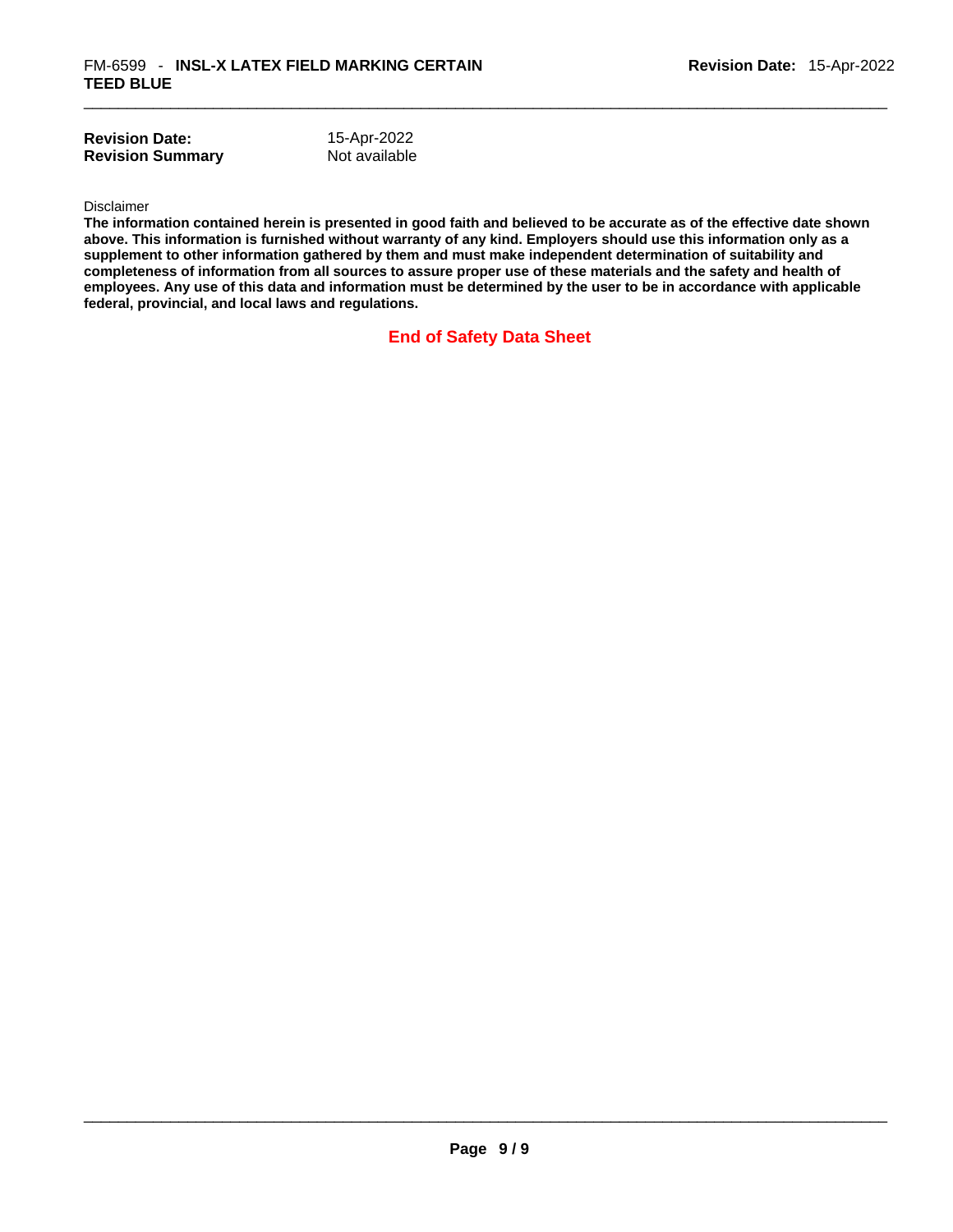**Revision Date:** 15-Apr-2022
**Revision Summary** Not available

Disclaimer

**The information contained herein is presented in good faith and believed to be accurate as of the effective date shown above. This information is furnished without warranty of any kind. Employers should use this information only as a supplement to other information gathered by them and must make independent determination of suitability and completeness of information from all sources to assure proper use of these materials and the safety and health of employees. Any use of this data and information must be determined by the user to be in accordance with applicable federal, provincial, and local laws and regulations.**

**End of Safety Data Sheet**